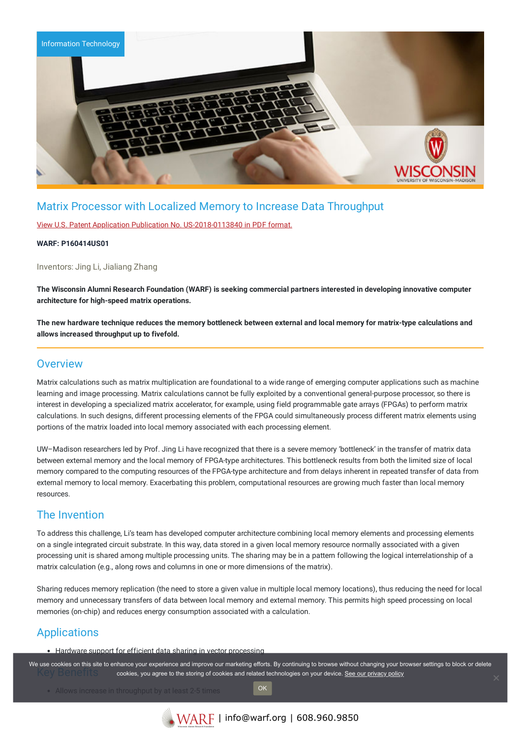Information Technology

## Matrix Processor with Localized Memory to Increase Data Throughput

View U.S. Patent Application Publication No. US-2018-0113840 in PDF format.

**WARF: P160414US01**

Inventors: Jing Li, Jialiang Zhang

**The Wisconsin Alumni Research Foundation (WARF) is seeking commercial partners interested in developing innovative computer architecture for high-speed matrix operations.**

**The new hardware technique reduces the memory bottleneck between external and local memory for matrix-type calculations and allows increased throughput up to fivefold.**

## Overview

Matrix calculations such as matrix multiplication are foundational to a wide range of emerging computer applications such as machine learning and image processing. Matrix calculations cannot be fully exploited by a conventional general-purpose processor, so there is interest in developing a specialized matrix accelerator, for example, using field programmable gate arrays (FPGAs) to perform matrix calculations. In such designs, different processing elements of the FPGA could simultaneously process different matrix elements using portions of the matrix loaded into local memory associated with each processing element.

UW–Madison researchers led by Prof. Jing Li have recognized that there is a severe memory 'bottleneck' in the transfer of matrix data between external memory and the local memory of FPGA-type architectures. This bottleneck results from both the limited size of local memory compared to the computing resources of the FPGA-type architecture and from delays inherent in repeated transfer of data from external memory to local memory. Exacerbating this problem, computational resources are growing much faster than local memory resources.

## The Invention

To address this challenge, Li's team has developed computer architecture combining local memory elements and processing elements on a single integrated circuit substrate. In this way, data stored in a given local memory resource normally associated with a given processing unit is shared among multiple processing units. The sharing may be in a pattern following the logical interrelationship of a matrix calculation (e.g., along rows and columns in one or more dimensions of the matrix).

Sharing reduces memory replication (the need to store a given value in multiple local memory locations), thus reducing the need for local memory and unnecessary transfers of data between local memory and external memory. This permits high speed processing on local memories (on-chip) and reduces energy consumption associated with a calculation.

## Applications

- Hardware support for efficient data sharing in vector processing

## Key Benefits

- Allows increase in throughput by at least 2-5 times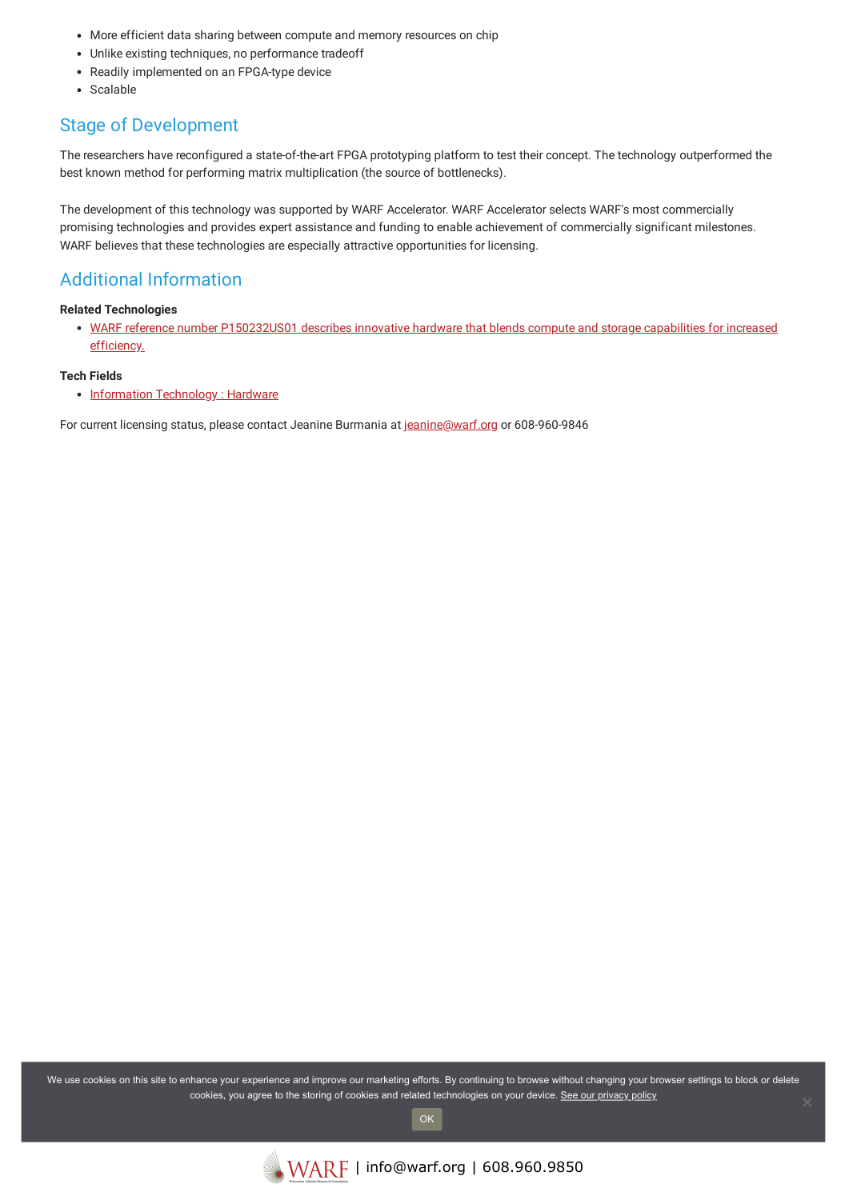- More efficient data sharing between compute and memory resources on chip
- Unlike existing techniques, no performance tradeoff
- Readily implemented on an FPGA-type device
- Scalable

## Stage of Development

The researchers have reconfigured a state-of-the-art FPGA prototyping platform to test their concept. The technology outperformed the best known method for performing matrix multiplication (the source of bottlenecks).

The development of this technology was supported by WARF Accelerator. WARF Accelerator selects WARF's most commercially promising technologies and provides expert assistance and funding to enable achievement of commercially significant milestones. WARF believes that these technologies are especially attractive opportunities for licensing.

## Additional Information

**Related Technologies**

- WARF reference number P150232US01 describes innovative hardware that blends compute and storage capabilities for increased efficiency.

**Tech Fields**

- Information Technology : Hardware

For current licensing status, please contact Jeanine Burmania at jeanine@warf.org or 608-960-9846